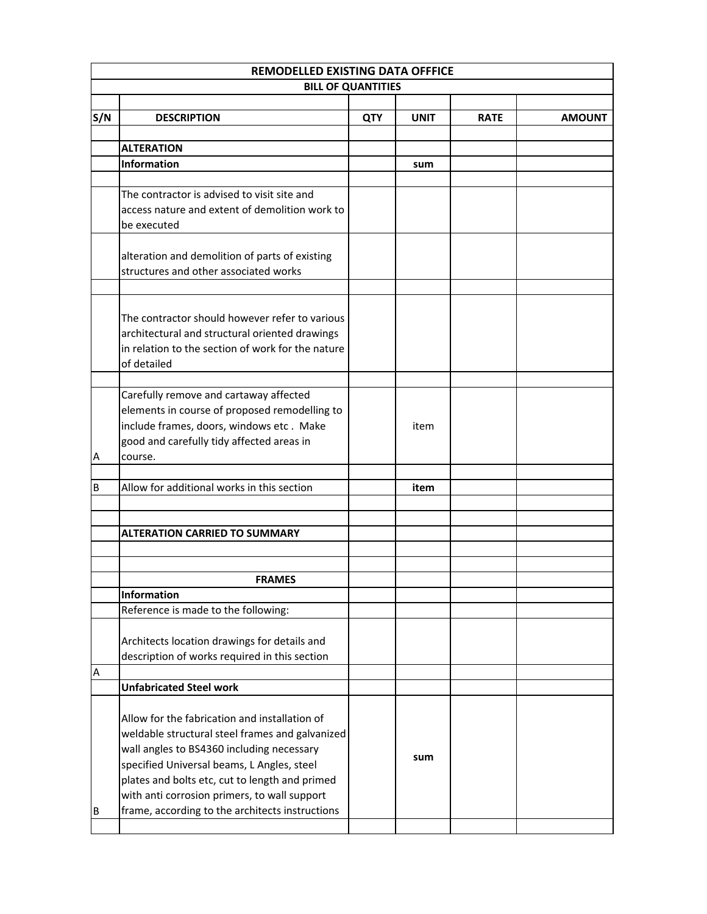| REMODELLED EXISTING DATA OFFFICE | | | | | |
|---|---|---|---|---|---|
| BILL OF QUANTITIES | | | | | |
| | | | | | |
| S/N | DESCRIPTION | QTY | UNIT | RATE | AMOUNT |
| | | | | | |
| | **ALTERATION** | | | | |
| | **Information** | | sum | | |
| | | | | | |
| | The contractor is advised to visit site and access nature and extent of demolition work to be executed | | | | |
| | alteration and demolition of parts of existing structures and other associated works | | | | |
| | | | | | |
| | The contractor should however refer to various architectural and structural oriented drawings in relation to the section of work for the nature of detailed | | | | |
| | | | | | |
| A | Carefully remove and cartaway affected elements in course of proposed remodelling to include frames, doors, windows etc . Make good and carefully tidy affected areas in course. | | item | | |
| | | | | | |
| B | Allow for additional works in this section | | item | | |
| | | | | | |
| | | | | | |
| | **ALTERATION CARRIED TO SUMMARY** | | | | |
| | | | | | |
| | | | | | |
| | **FRAMES** | | | | |
| | **Information** | | | | |
| | Reference is made to the following: | | | | |
| | Architects location drawings for details and description of works required in this section | | | | |
| A | | | | | |
| | **Unfabricated Steel work** | | | | |
| B | Allow for the fabrication and installation of weldable structural steel frames and galvanized wall angles to BS4360 including necessary specified Universal beams, L Angles, steel plates and bolts etc, cut to length and primed with anti corrosion primers, to wall support frame, according to the architects instructions | | sum | | |
| | | | | | |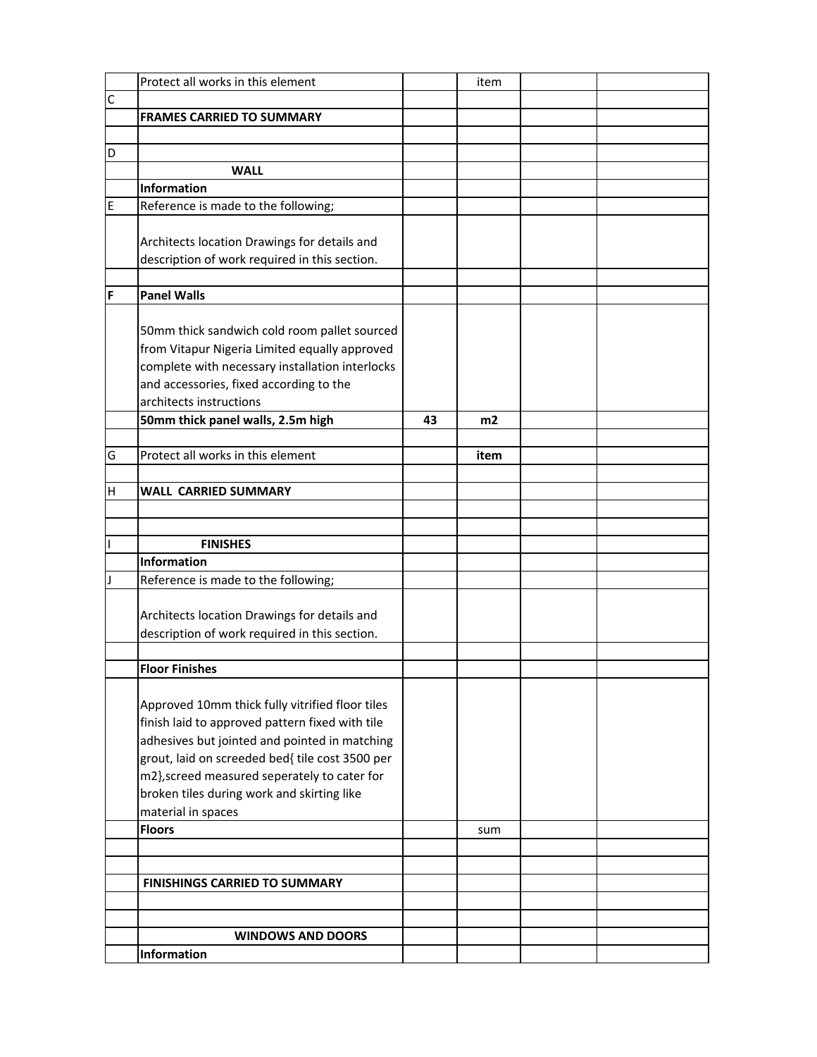| | | | | | |
|---|---|---|---|---|---|
| | Protect all works in this element | | item | | |
| C | | | | | |
| | **FRAMES CARRIED TO SUMMARY** | | | | |
| | | | | | |
| D | | | | | |
| | **WALL** | | | | |
| | **Information** | | | | |
| E | Reference is made to the following; | | | | |
| | Architects location Drawings for details and description of work required in this section. | | | | |
| | | | | | |
| F | **Panel Walls** | | | | |
| | 50mm thick sandwich cold room pallet sourced from Vitapur Nigeria Limited equally approved complete with necessary installation interlocks and accessories, fixed according to the architects instructions | | | | |
| | **50mm thick panel walls, 2.5m high** | **43** | **m2** | | |
| | | | | | |
| G | Protect all works in this element | | **item** | | |
| | | | | | |
| H | **WALL CARRIED SUMMARY** | | | | |
| | | | | | |
| | | | | | |
| I | **FINISHES** | | | | |
| | **Information** | | | | |
| J | Reference is made to the following; | | | | |
| | Architects location Drawings for details and description of work required in this section. | | | | |
| | | | | | |
| | **Floor Finishes** | | | | |
| | Approved 10mm thick fully vitrified floor tiles finish laid to approved pattern fixed with tile adhesives but jointed and pointed in matching grout, laid on screeded bed{ tile cost 3500 per m2},screed measured seperately to cater for broken tiles during work and skirting like material in spaces | | | | |
| | **Floors** | | sum | | |
| | | | | | |
| | | | | | |
| | **FINISHINGS CARRIED TO SUMMARY** | | | | |
| | | | | | |
| | | | | | |
| | **WINDOWS AND DOORS** | | | | |
| | **Information** | | | | |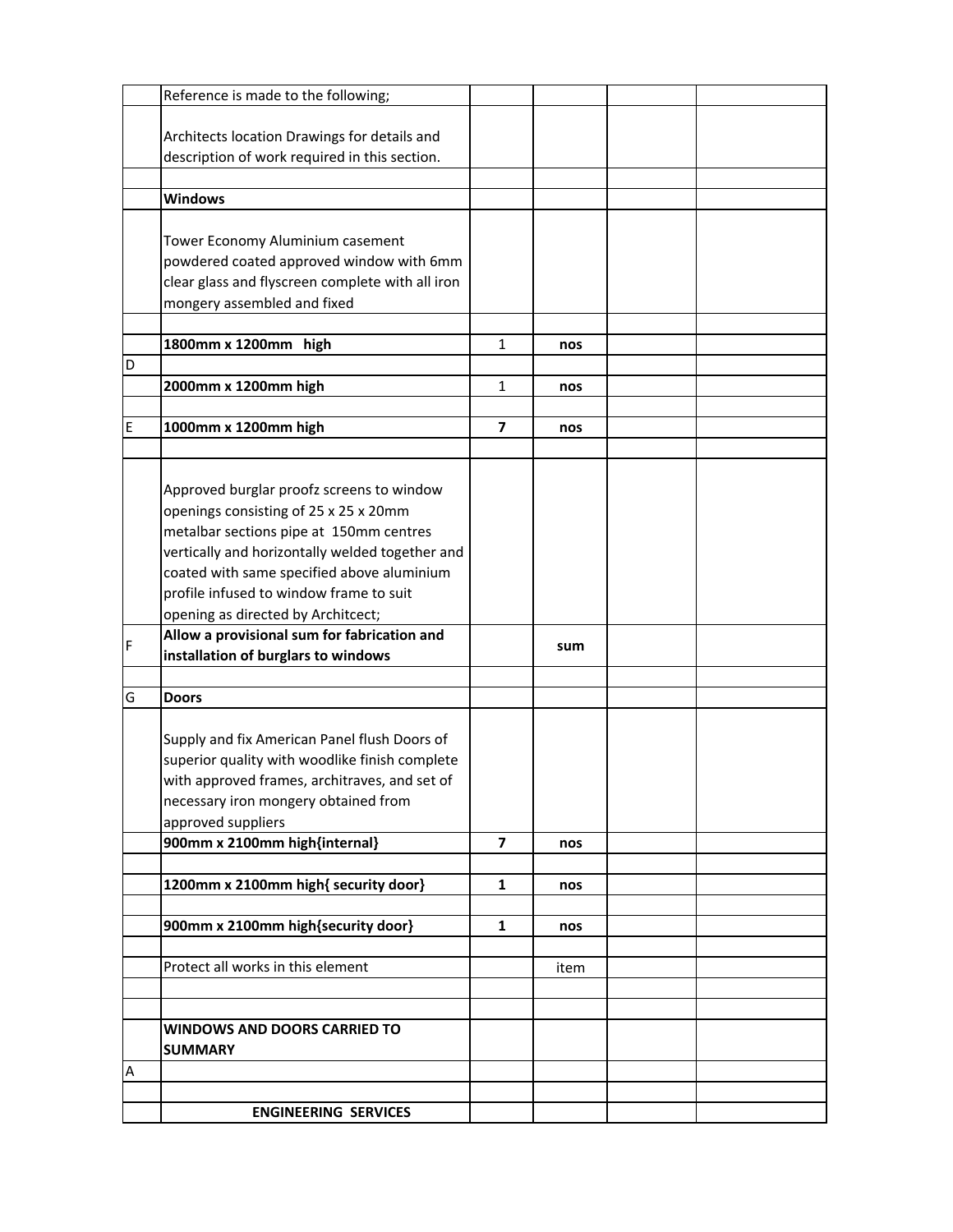| | | | | | |
|---|---|---|---|---|---|
| | Reference is made to the following; | | | | |
| | Architects location Drawings for details and description of work required in this section. | | | | |
| | | | | | |
| | **Windows** | | | | |
| | Tower Economy Aluminium casement powdered coated approved window with 6mm clear glass and flyscreen complete with all iron mongery assembled and fixed | | | | |
| | | | | | |
| | **1800mm x 1200mm high** | 1 | **nos** | | |
| D | | | | | |
| | **2000mm x 1200mm high** | 1 | **nos** | | |
| | | | | | |
| E | **1000mm x 1200mm high** | **7** | **nos** | | |
| | | | | | |
| | Approved burglar proofz screens to window openings consisting of 25 x 25 x 20mm metalbar sections pipe at 150mm centres vertically and horizontally welded together and coated with same specified above aluminium profile infused to window frame to suit opening as directed by Architcect; | | | | |
| F | **Allow a provisional sum for fabrication and installation of burglars to windows** | | **sum** | | |
| | | | | | |
| G | **Doors** | | | | |
| | Supply and fix American Panel flush Doors of superior quality with woodlike finish complete with approved frames, architraves, and set of necessary iron mongery obtained from approved suppliers | | | | |
| | **900mm x 2100mm high{internal}** | **7** | **nos** | | |
| | | | | | |
| | **1200mm x 2100mm high{ security door}** | **1** | **nos** | | |
| | | | | | |
| | **900mm x 2100mm high{security door}** | **1** | **nos** | | |
| | | | | | |
| | Protect all works in this element | | item | | |
| | | | | | |
| | | | | | |
| | **WINDOWS AND DOORS CARRIED TO SUMMARY** | | | | |
| A | | | | | |
| | | | | | |
| | **ENGINEERING SERVICES** | | | | |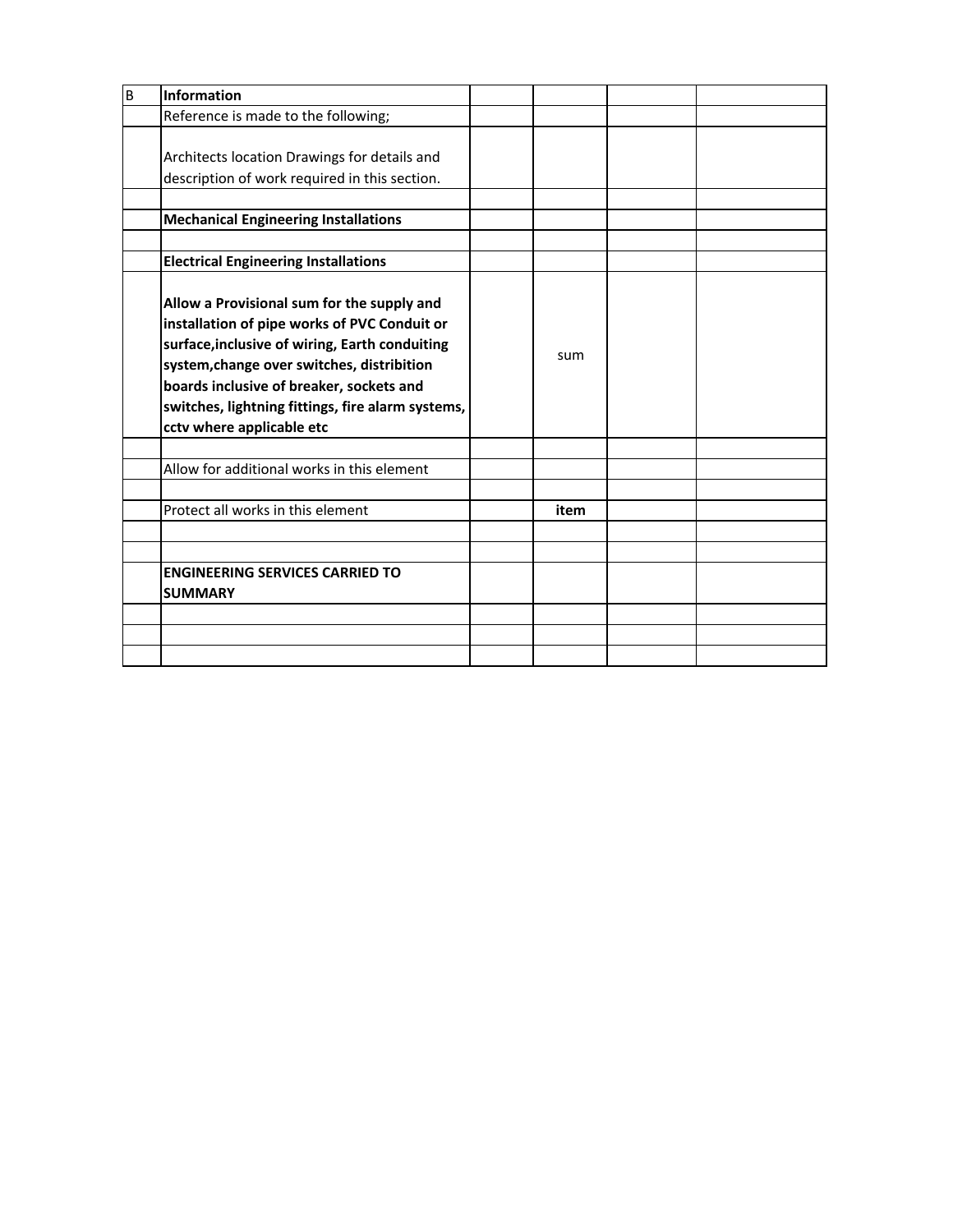| B | **Information** | | | | |
|---|---|---|---|---|---|
| | Reference is made to the following; | | | | |
| | Architects location Drawings for details and description of work required in this section. | | | | |
| | | | | | |
| | **Mechanical Engineering Installations** | | | | |
| | | | | | |
| | **Electrical Engineering Installations** | | | | |
| | **Allow a Provisional sum for the supply and installation of pipe works of PVC Conduit or surface,inclusive of wiring, Earth conduiting system,change over switches, distribition boards inclusive of breaker, sockets and switches, lightning fittings, fire alarm systems, cctv where applicable etc** | | sum | | |
| | | | | | |
| | Allow for additional works in this element | | | | |
| | | | | | |
| | Protect all works in this element | | **item** | | |
| | | | | | |
| | | | | | |
| | **ENGINEERING SERVICES CARRIED TO SUMMARY** | | | | |
| | | | | | |
| | | | | | |
| | | | | | |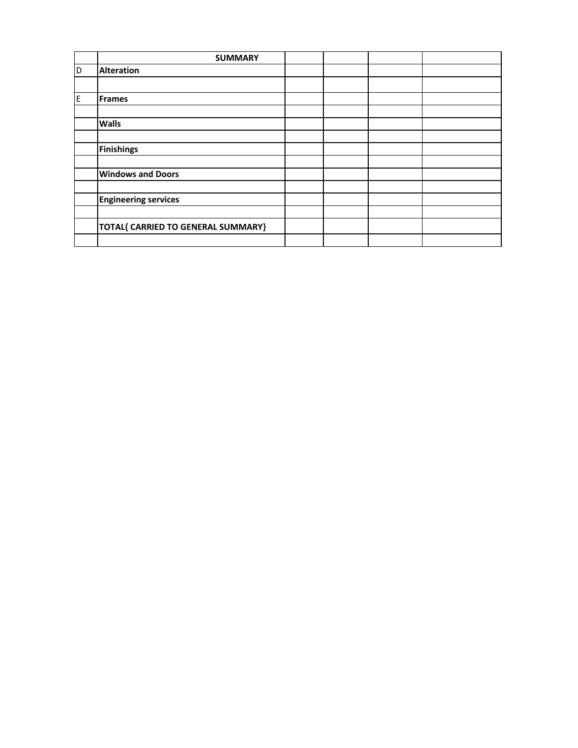| | | | | | |
|---|---|---|---|---|---|
| | **SUMMARY** | | | | |
| D | **Alteration** | | | | |
| | | | | | |
| E | **Frames** | | | | |
| | | | | | |
| | **Walls** | | | | |
| | | | | | |
| | **Finishings** | | | | |
| | | | | | |
| | **Windows and Doors** | | | | |
| | | | | | |
| | **Engineering services** | | | | |
| | | | | | |
| | **TOTAL{ CARRIED TO GENERAL SUMMARY}** | | | | |
| | | | | | |